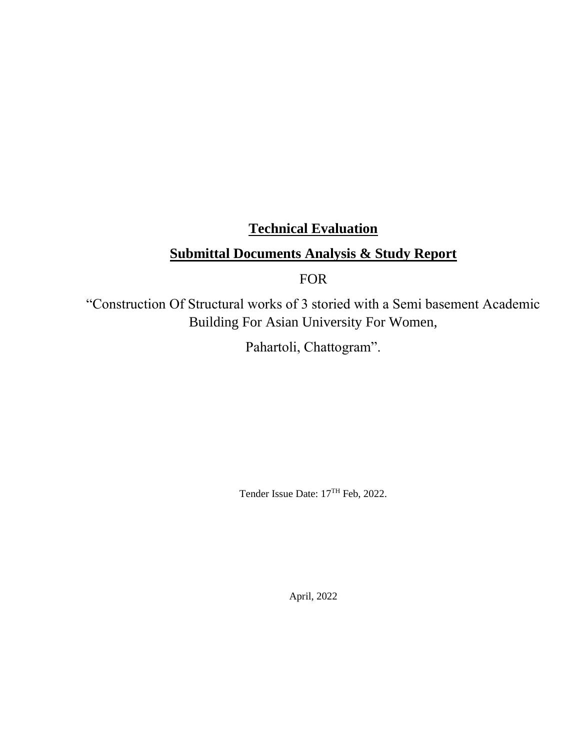# Technical Evaluation

## Submittal Documents Analysis & Study Report

FOR

"Construction Of Structural works of 3 storied with a Semi basement Academic Building For Asian University For Women,

Pahartoli, Chattogram".

Tender Issue Date: 17TH Feb, 2022.

April, 2022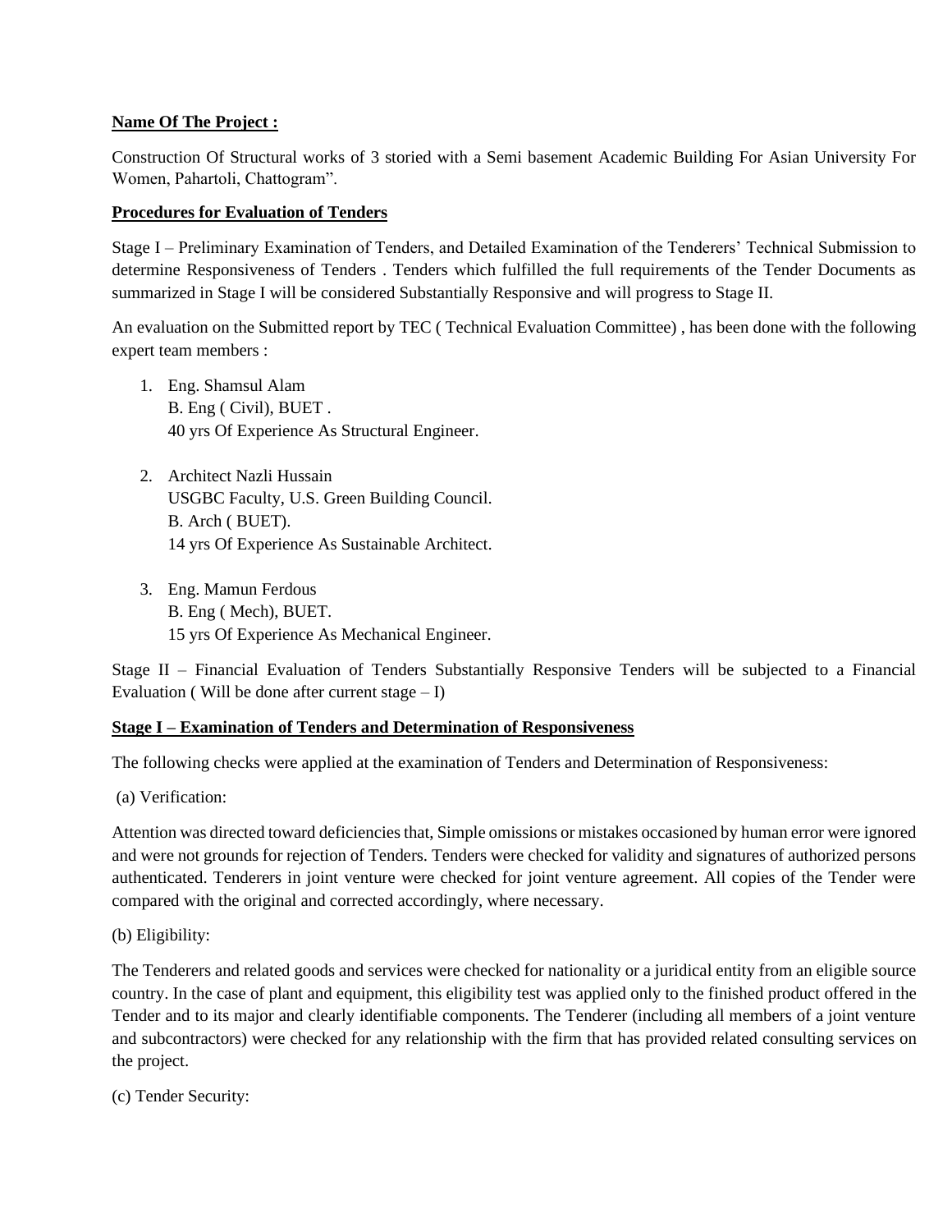**Name Of The Project :**

Construction Of Structural works of 3 storied with a Semi basement Academic Building For Asian University For Women, Pahartoli, Chattogram".

**Procedures for Evaluation of Tenders**

Stage I – Preliminary Examination of Tenders, and Detailed Examination of the Tenderers' Technical Submission to determine Responsiveness of Tenders . Tenders which fulfilled the full requirements of the Tender Documents as summarized in Stage I will be considered Substantially Responsive and will progress to Stage II.

An evaluation on the Submitted report by TEC ( Technical Evaluation Committee) , has been done with the following expert team members :

1. Eng. Shamsul Alam
   B. Eng ( Civil), BUET .
   40 yrs Of Experience As Structural Engineer.

2. Architect Nazli Hussain
   USGBC Faculty, U.S. Green Building Council.
   B. Arch ( BUET).
   14 yrs Of Experience As Sustainable Architect.

3. Eng. Mamun Ferdous
   B. Eng ( Mech), BUET.
   15 yrs Of Experience As Mechanical Engineer.

Stage II – Financial Evaluation of Tenders Substantially Responsive Tenders will be subjected to a Financial Evaluation ( Will be done after current stage – I)

**Stage I – Examination of Tenders and Determination of Responsiveness**

The following checks were applied at the examination of Tenders and Determination of Responsiveness:

(a) Verification:

Attention was directed toward deficiencies that, Simple omissions or mistakes occasioned by human error were ignored and were not grounds for rejection of Tenders. Tenders were checked for validity and signatures of authorized persons authenticated. Tenderers in joint venture were checked for joint venture agreement. All copies of the Tender were compared with the original and corrected accordingly, where necessary.

(b) Eligibility:

The Tenderers and related goods and services were checked for nationality or a juridical entity from an eligible source country. In the case of plant and equipment, this eligibility test was applied only to the finished product offered in the Tender and to its major and clearly identifiable components. The Tenderer (including all members of a joint venture and subcontractors) were checked for any relationship with the firm that has provided related consulting services on the project.

(c) Tender Security: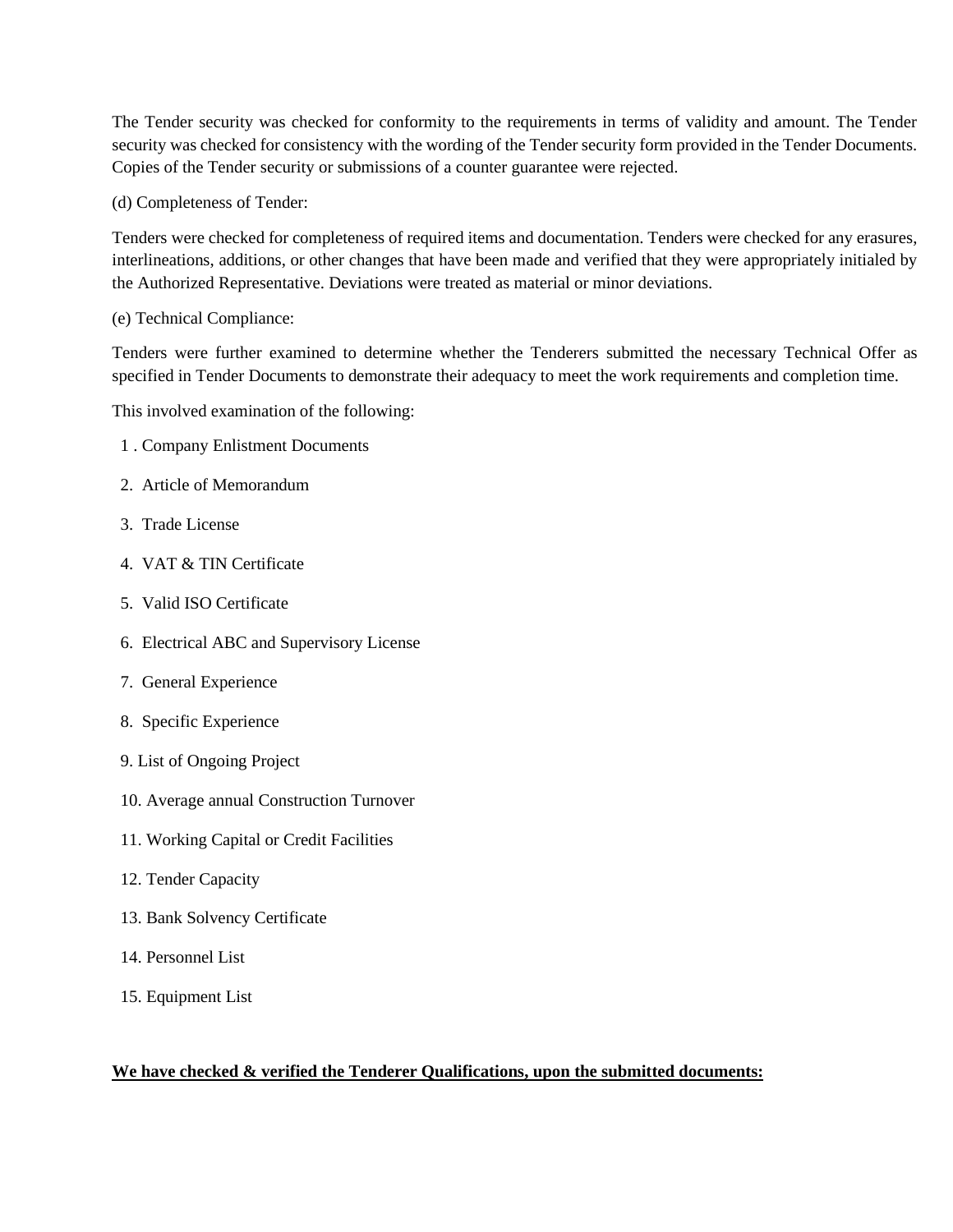The Tender security was checked for conformity to the requirements in terms of validity and amount. The Tender security was checked for consistency with the wording of the Tender security form provided in the Tender Documents. Copies of the Tender security or submissions of a counter guarantee were rejected.

(d) Completeness of Tender:

Tenders were checked for completeness of required items and documentation. Tenders were checked for any erasures, interlineations, additions, or other changes that have been made and verified that they were appropriately initialed by the Authorized Representative. Deviations were treated as material or minor deviations.

(e) Technical Compliance:

Tenders were further examined to determine whether the Tenderers submitted the necessary Technical Offer as specified in Tender Documents to demonstrate their adequacy to meet the work requirements and completion time.

This involved examination of the following:

1. Company Enlistment Documents
2. Article of Memorandum
3. Trade License
4. VAT & TIN Certificate
5. Valid ISO Certificate
6. Electrical ABC and Supervisory License
7. General Experience
8. Specific Experience
9. List of Ongoing Project
10. Average annual Construction Turnover
11. Working Capital or Credit Facilities
12. Tender Capacity
13. Bank Solvency Certificate
14. Personnel List
15. Equipment List

**<u>We have checked & verified the Tenderer Qualifications, upon the submitted documents:</u>**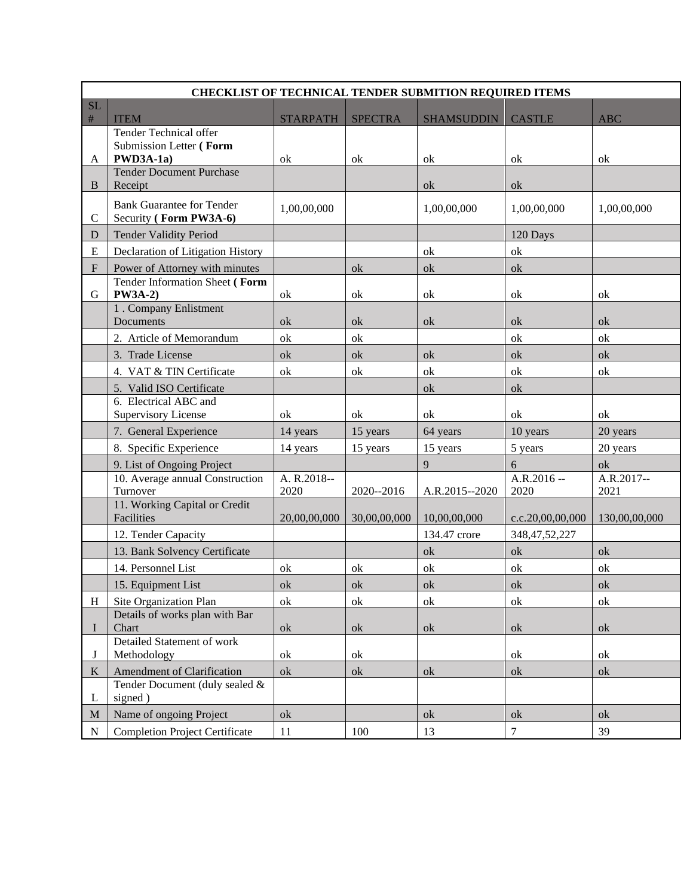| CHECKLIST OF TECHNICAL TENDER SUBMITION REQUIRED ITEMS | | | | | | |
|---|---|---|---|---|---|---|
| SL # | ITEM | STARPATH | SPECTRA | SHAMSUDDIN | CASTLE | ABC |
| A | Tender Technical offer Submission Letter **( Form PWD3A-1a)** | ok | ok | ok | ok | ok |
| B | Tender Document Purchase Receipt | | | ok | ok | |
| C | Bank Guarantee for Tender Security **( Form PW3A-6)** | 1,00,00,000 | | 1,00,00,000 | 1,00,00,000 | 1,00,00,000 |
| D | Tender Validity Period | | | | 120 Days | |
| E | Declaration of Litigation History | | | ok | ok | |
| F | Power of Attorney with minutes | | ok | ok | ok | |
| G | Tender Information Sheet **( Form PW3A-2)** | ok | ok | ok | ok | ok |
| | 1 . Company Enlistment Documents | ok | ok | ok | ok | ok |
| | 2. Article of Memorandum | ok | ok | | ok | ok |
| | 3. Trade License | ok | ok | ok | ok | ok |
| | 4. VAT & TIN Certificate | ok | ok | ok | ok | ok |
| | 5. Valid ISO Certificate | | | ok | ok | |
| | 6. Electrical ABC and Supervisory License | ok | ok | ok | ok | ok |
| | 7. General Experience | 14 years | 15 years | 64 years | 10 years | 20 years |
| | 8. Specific Experience | 14 years | 15 years | 15 years | 5 years | 20 years |
| | 9. List of Ongoing Project | | | 9 | 6 | ok |
| | 10. Average annual Construction Turnover | A. R.2018--2020 | 2020--2016 | A.R.2015--2020 | A.R.2016 --2020 | A.R.2017--2021 |
| | 11. Working Capital or Credit Facilities | 20,00,00,000 | 30,00,00,000 | 10,00,00,000 | c.c.20,00,00,000 | 130,00,00,000 |
| | 12. Tender Capacity | | | 134.47 crore | 348,47,52,227 | |
| | 13. Bank Solvency Certificate | | | ok | ok | ok |
| | 14. Personnel List | ok | ok | ok | ok | ok |
| | 15. Equipment List | ok | ok | ok | ok | ok |
| H | Site Organization Plan | ok | ok | ok | ok | ok |
| I | Details of works plan with Bar Chart | ok | ok | ok | ok | ok |
| J | Detailed Statement of work Methodology | ok | ok | | ok | ok |
| K | Amendment of Clarification | ok | ok | ok | ok | ok |
| L | Tender Document (duly sealed & signed ) | | | | | |
| M | Name of ongoing Project | ok | | ok | ok | ok |
| N | Completion Project Certificate | 11 | 100 | 13 | 7 | 39 |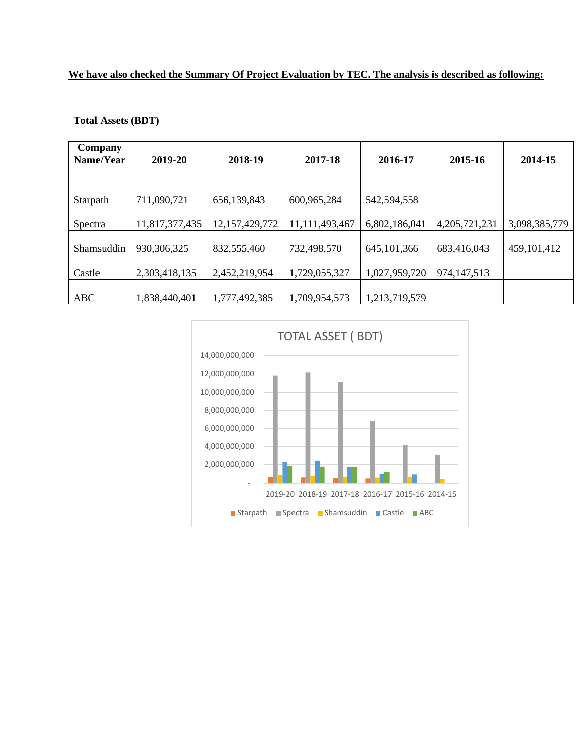**We have also checked the Summary Of Project Evaluation by TEC. The analysis is described as following:**

**Total Assets (BDT)**

| Company Name/Year | 2019-20 | 2018-19 | 2017-18 | 2016-17 | 2015-16 | 2014-15 |
|---|---|---|---|---|---|---|
| Starpath | 711,090,721 | 656,139,843 | 600,965,284 | 542,594,558 | | |
| Spectra | 11,817,377,435 | 12,157,429,772 | 11,111,493,467 | 6,802,186,041 | 4,205,721,231 | 3,098,385,779 |
| Shamsuddin | 930,306,325 | 832,555,460 | 732,498,570 | 645,101,366 | 683,416,043 | 459,101,412 |
| Castle | 2,303,418,135 | 2,452,219,954 | 1,729,055,327 | 1,027,959,720 | 974,147,513 | |
| ABC | 1,838,440,401 | 1,777,492,385 | 1,709,954,573 | 1,213,719,579 | | |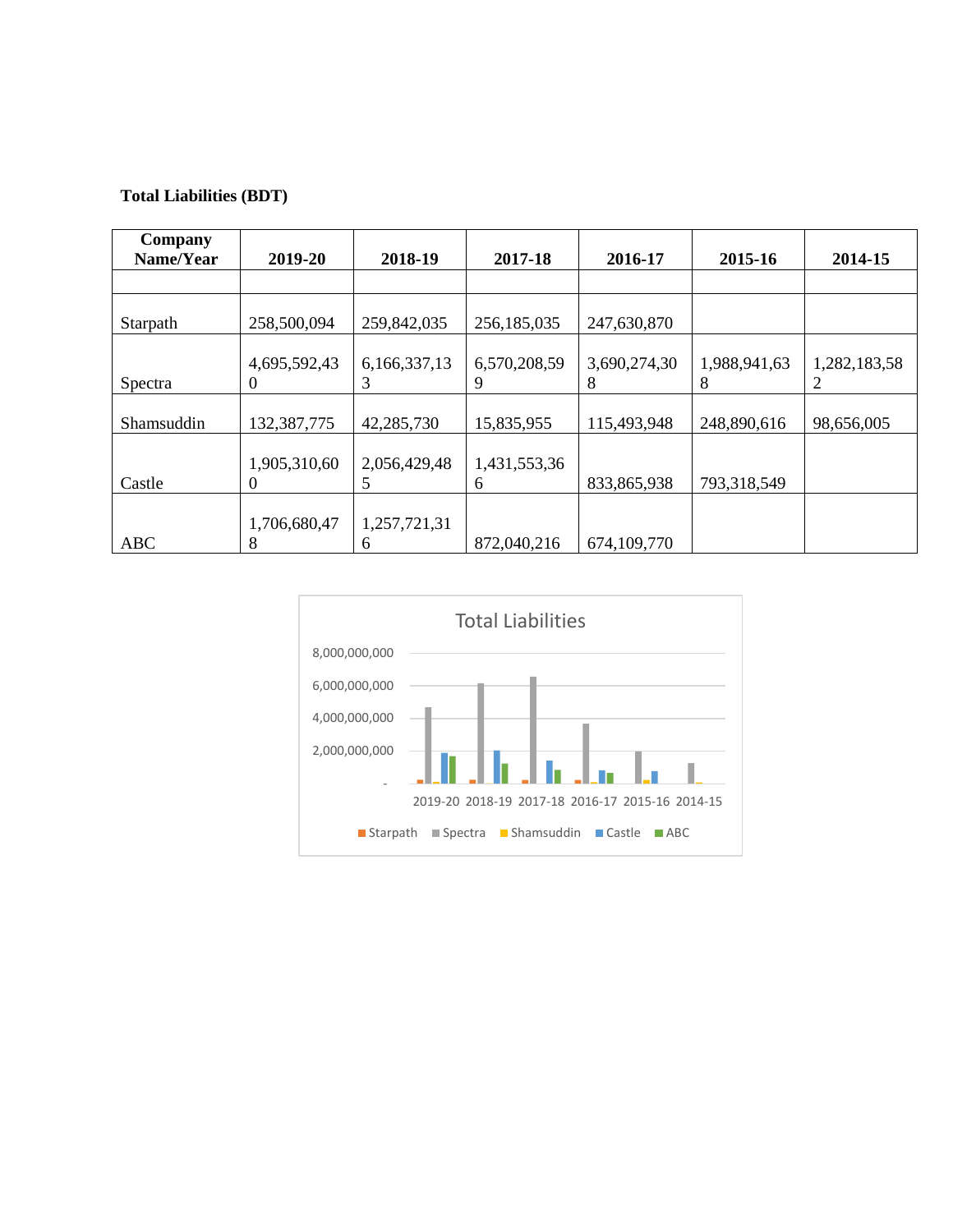**Total Liabilities (BDT)**

| Company Name/Year | 2019-20 | 2018-19 | 2017-18 | 2016-17 | 2015-16 | 2014-15 |
|---|---|---|---|---|---|---|
| | | | | | | |
| Starpath | 258,500,094 | 259,842,035 | 256,185,035 | 247,630,870 | | |
| Spectra | 4,695,592,430 | 6,166,337,133 | 6,570,208,599 | 3,690,274,308 | 1,988,941,638 | 1,282,183,582 |
| Shamsuddin | 132,387,775 | 42,285,730 | 15,835,955 | 115,493,948 | 248,890,616 | 98,656,005 |
| Castle | 1,905,310,600 | 2,056,429,485 | 1,431,553,366 | 833,865,938 | 793,318,549 | |
| ABC | 1,706,680,478 | 1,257,721,316 | 872,040,216 | 674,109,770 | | |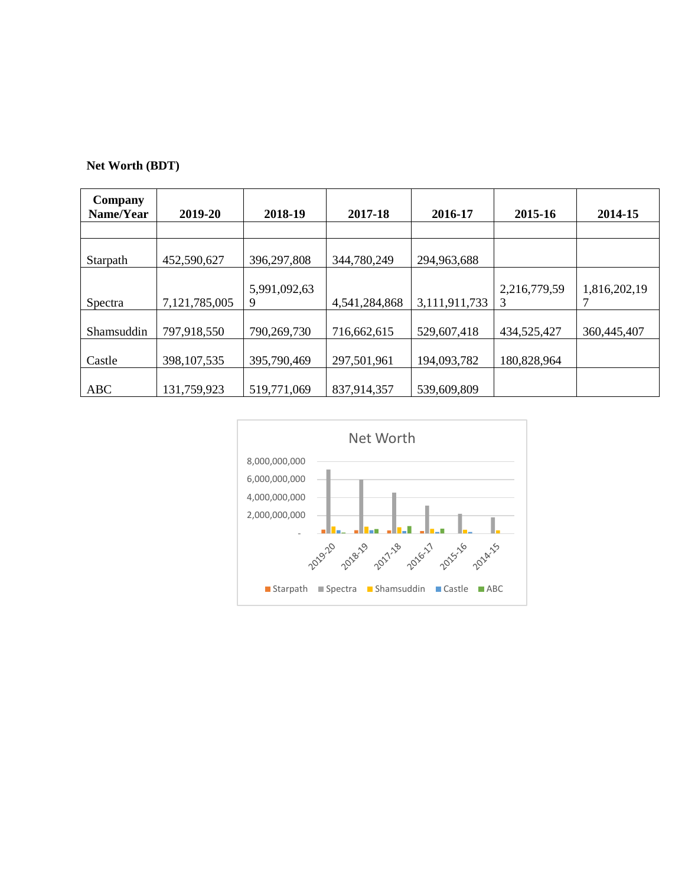**Net Worth (BDT)**

| Company Name/Year | 2019-20 | 2018-19 | 2017-18 | 2016-17 | 2015-16 | 2014-15 |
|---|---|---|---|---|---|---|
| | | | | | | |
| Starpath | 452,590,627 | 396,297,808 | 344,780,249 | 294,963,688 | | |
| Spectra | 7,121,785,005 | 5,991,092,639 | 4,541,284,868 | 3,111,911,733 | 2,216,779,593 | 1,816,202,197 |
| Shamsuddin | 797,918,550 | 790,269,730 | 716,662,615 | 529,607,418 | 434,525,427 | 360,445,407 |
| Castle | 398,107,535 | 395,790,469 | 297,501,961 | 194,093,782 | 180,828,964 | |
| ABC | 131,759,923 | 519,771,069 | 837,914,357 | 539,609,809 | | |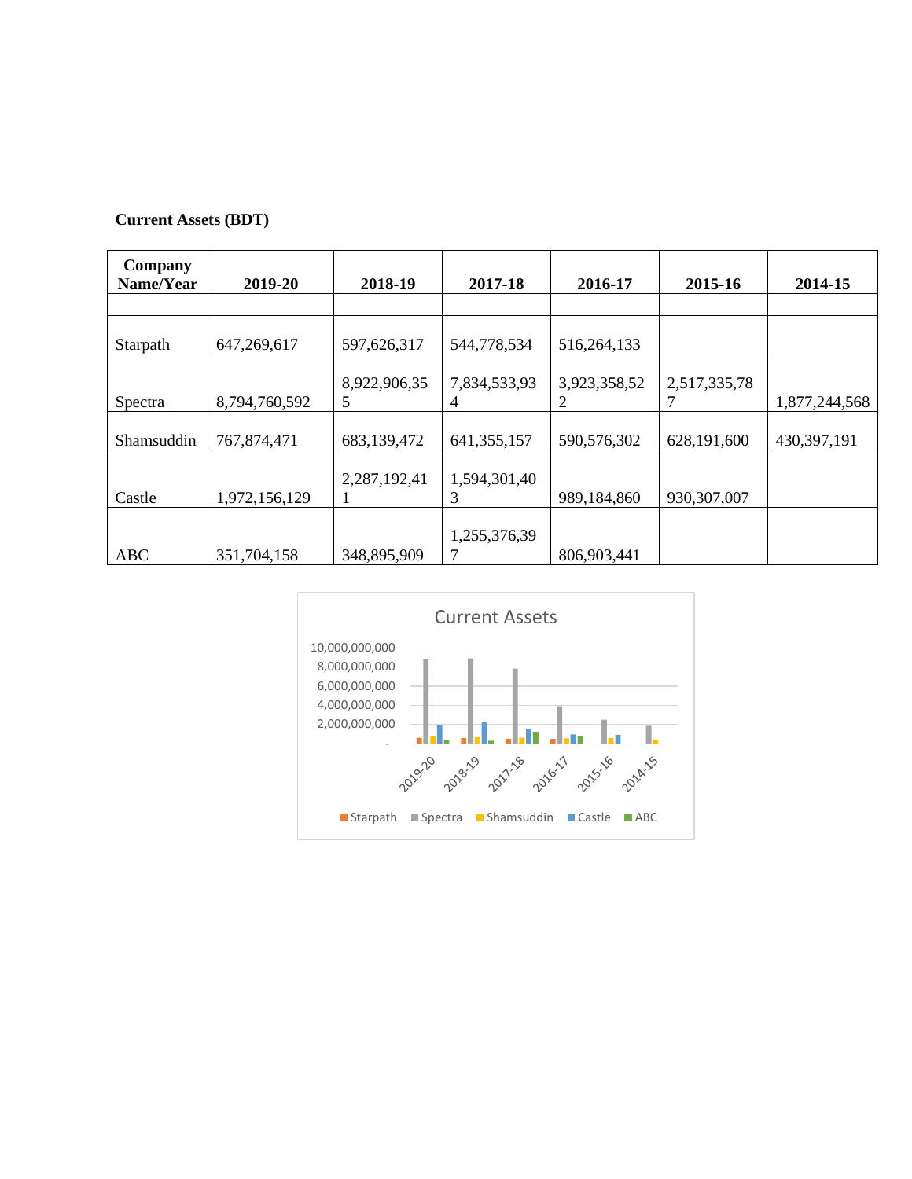**Current Assets (BDT)**

| Company Name/Year | 2019-20 | 2018-19 | 2017-18 | 2016-17 | 2015-16 | 2014-15 |
|---|---|---|---|---|---|---|
| | | | | | | |
| Starpath | 647,269,617 | 597,626,317 | 544,778,534 | 516,264,133 | | |
| Spectra | 8,794,760,592 | 8,922,906,355 | 7,834,533,934 | 3,923,358,522 | 2,517,335,787 | 1,877,244,568 |
| Shamsuddin | 767,874,471 | 683,139,472 | 641,355,157 | 590,576,302 | 628,191,600 | 430,397,191 |
| Castle | 1,972,156,129 | 2,287,192,411 | 1,594,301,403 | 989,184,860 | 930,307,007 | |
| ABC | 351,704,158 | 348,895,909 | 1,255,376,397 | 806,903,441 | | |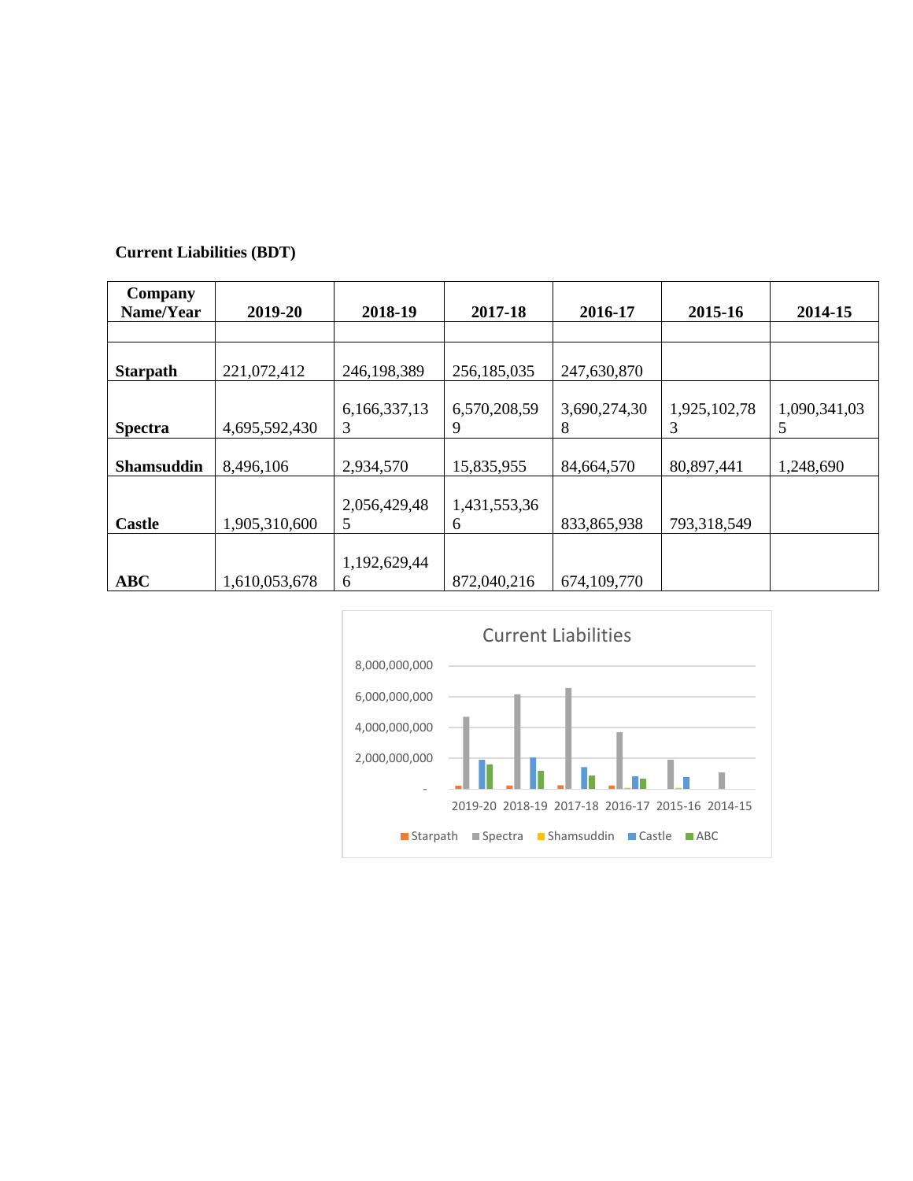**Current Liabilities (BDT)**

| Company Name/Year | 2019-20 | 2018-19 | 2017-18 | 2016-17 | 2015-16 | 2014-15 |
|---|---|---|---|---|---|---|
| | | | | | | |
| **Starpath** | 221,072,412 | 246,198,389 | 256,185,035 | 247,630,870 | | |
| **Spectra** | 4,695,592,430 | 6,166,337,133 | 6,570,208,599 | 3,690,274,308 | 1,925,102,783 | 1,090,341,035 |
| **Shamsuddin** | 8,496,106 | 2,934,570 | 15,835,955 | 84,664,570 | 80,897,441 | 1,248,690 |
| **Castle** | 1,905,310,600 | 2,056,429,485 | 1,431,553,366 | 833,865,938 | 793,318,549 | |
| **ABC** | 1,610,053,678 | 1,192,629,446 | 872,040,216 | 674,109,770 | | |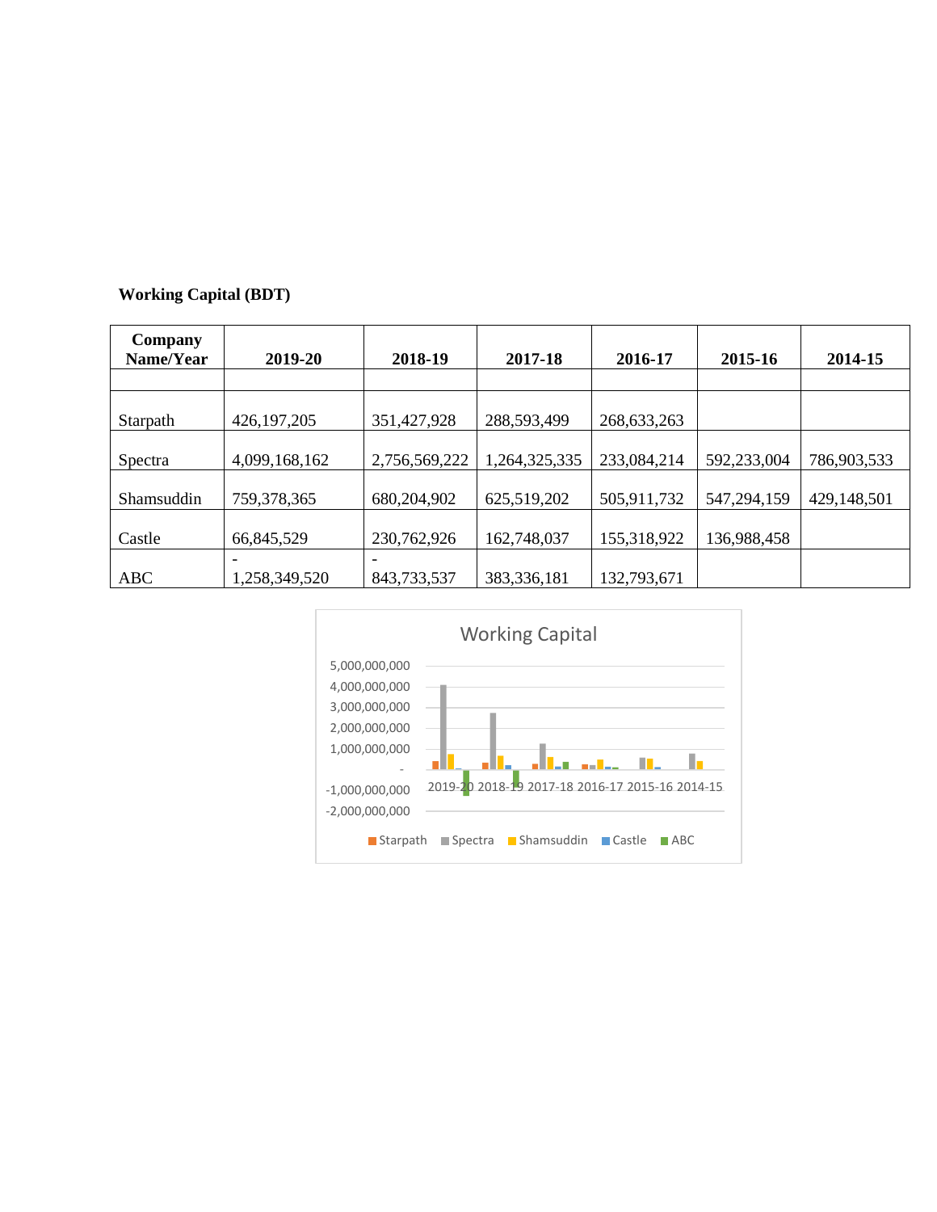**Working Capital (BDT)**

| Company Name/Year | 2019-20 | 2018-19 | 2017-18 | 2016-17 | 2015-16 | 2014-15 |
|---|---|---|---|---|---|---|
| | | | | | | |
| Starpath | 426,197,205 | 351,427,928 | 288,593,499 | 268,633,263 | | |
| Spectra | 4,099,168,162 | 2,756,569,222 | 1,264,325,335 | 233,084,214 | 592,233,004 | 786,903,533 |
| Shamsuddin | 759,378,365 | 680,204,902 | 625,519,202 | 505,911,732 | 547,294,159 | 429,148,501 |
| Castle | 66,845,529 | 230,762,926 | 162,748,037 | 155,318,922 | 136,988,458 | |
| ABC | -1,258,349,520 | -843,733,537 | 383,336,181 | 132,793,671 | | |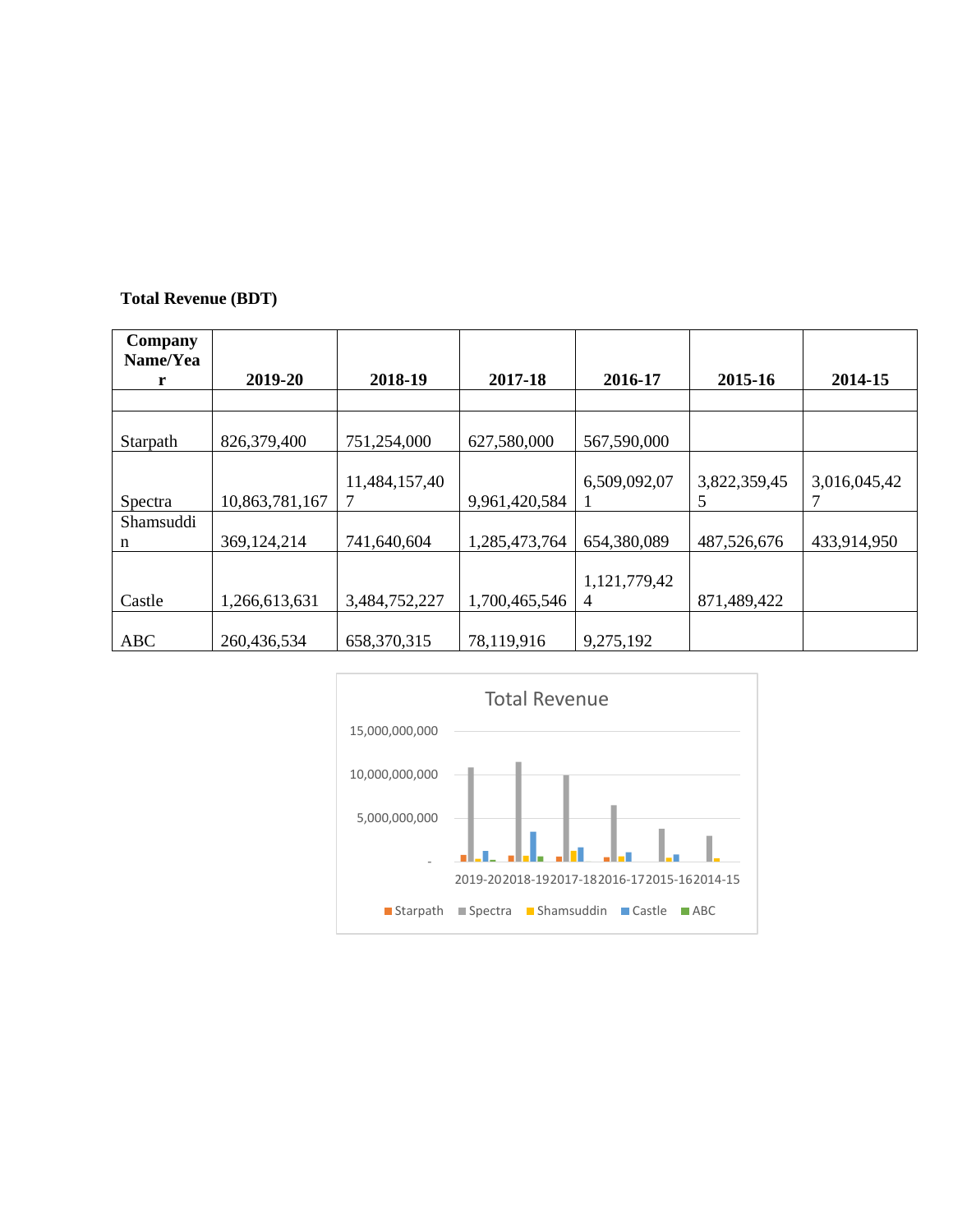**Total Revenue (BDT)**

| Company Name/Year | 2019-20 | 2018-19 | 2017-18 | 2016-17 | 2015-16 | 2014-15 |
|---|---|---|---|---|---|---|
| | | | | | | |
| Starpath | 826,379,400 | 751,254,000 | 627,580,000 | 567,590,000 | | |
| Spectra | 10,863,781,167 | 11,484,157,407 | 9,961,420,584 | 6,509,092,071 | 3,822,359,455 | 3,016,045,427 |
| Shamsuddin | 369,124,214 | 741,640,604 | 1,285,473,764 | 654,380,089 | 487,526,676 | 433,914,950 |
| Castle | 1,266,613,631 | 3,484,752,227 | 1,700,465,546 | 1,121,779,424 | 871,489,422 | |
| ABC | 260,436,534 | 658,370,315 | 78,119,916 | 9,275,192 | | |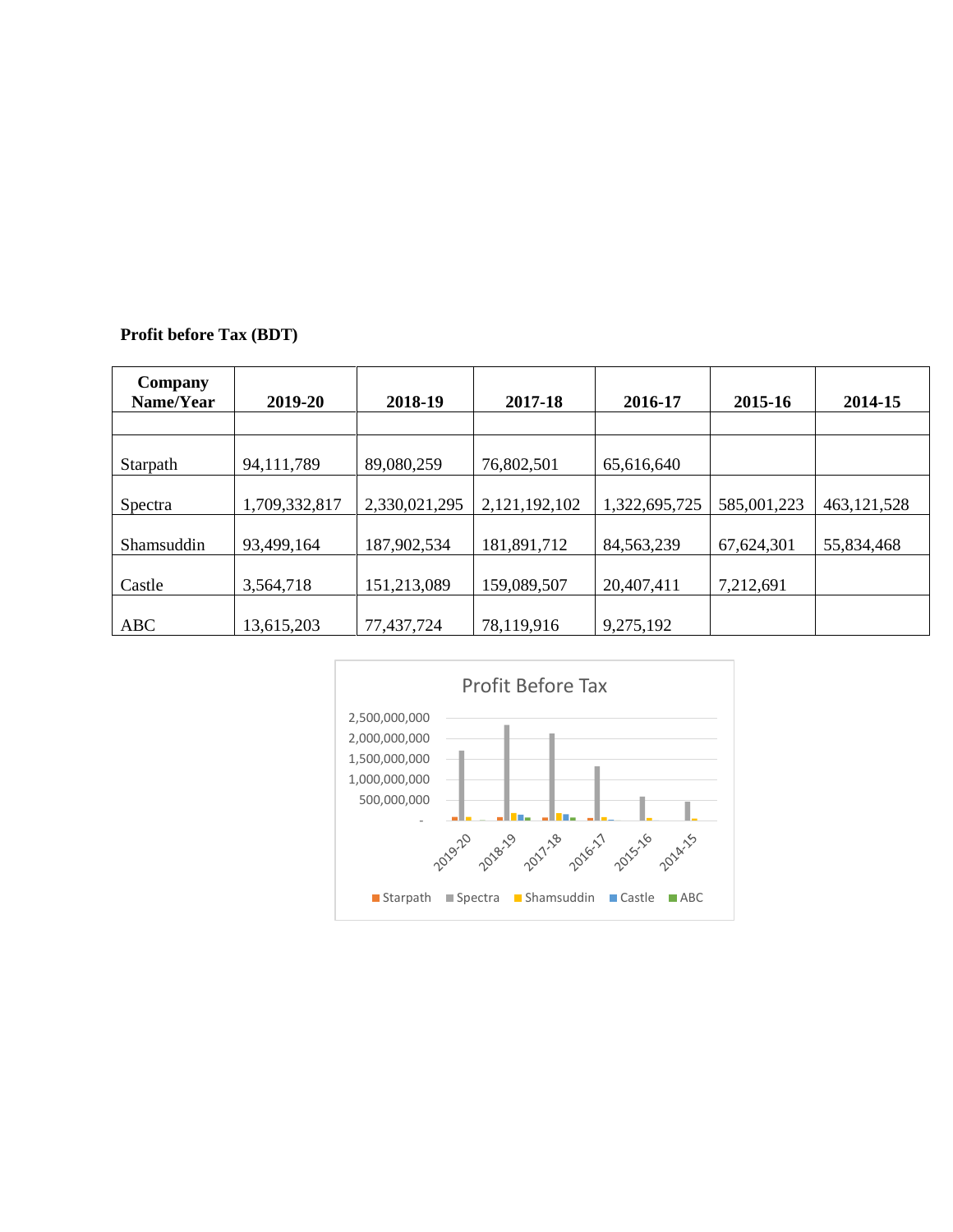**Profit before Tax (BDT)**

| Company Name/Year | 2019-20 | 2018-19 | 2017-18 | 2016-17 | 2015-16 | 2014-15 |
|---|---|---|---|---|---|---|
| | | | | | | |
| Starpath | 94,111,789 | 89,080,259 | 76,802,501 | 65,616,640 | | |
| Spectra | 1,709,332,817 | 2,330,021,295 | 2,121,192,102 | 1,322,695,725 | 585,001,223 | 463,121,528 |
| Shamsuddin | 93,499,164 | 187,902,534 | 181,891,712 | 84,563,239 | 67,624,301 | 55,834,468 |
| Castle | 3,564,718 | 151,213,089 | 159,089,507 | 20,407,411 | 7,212,691 | |
| ABC | 13,615,203 | 77,437,724 | 78,119,916 | 9,275,192 | | |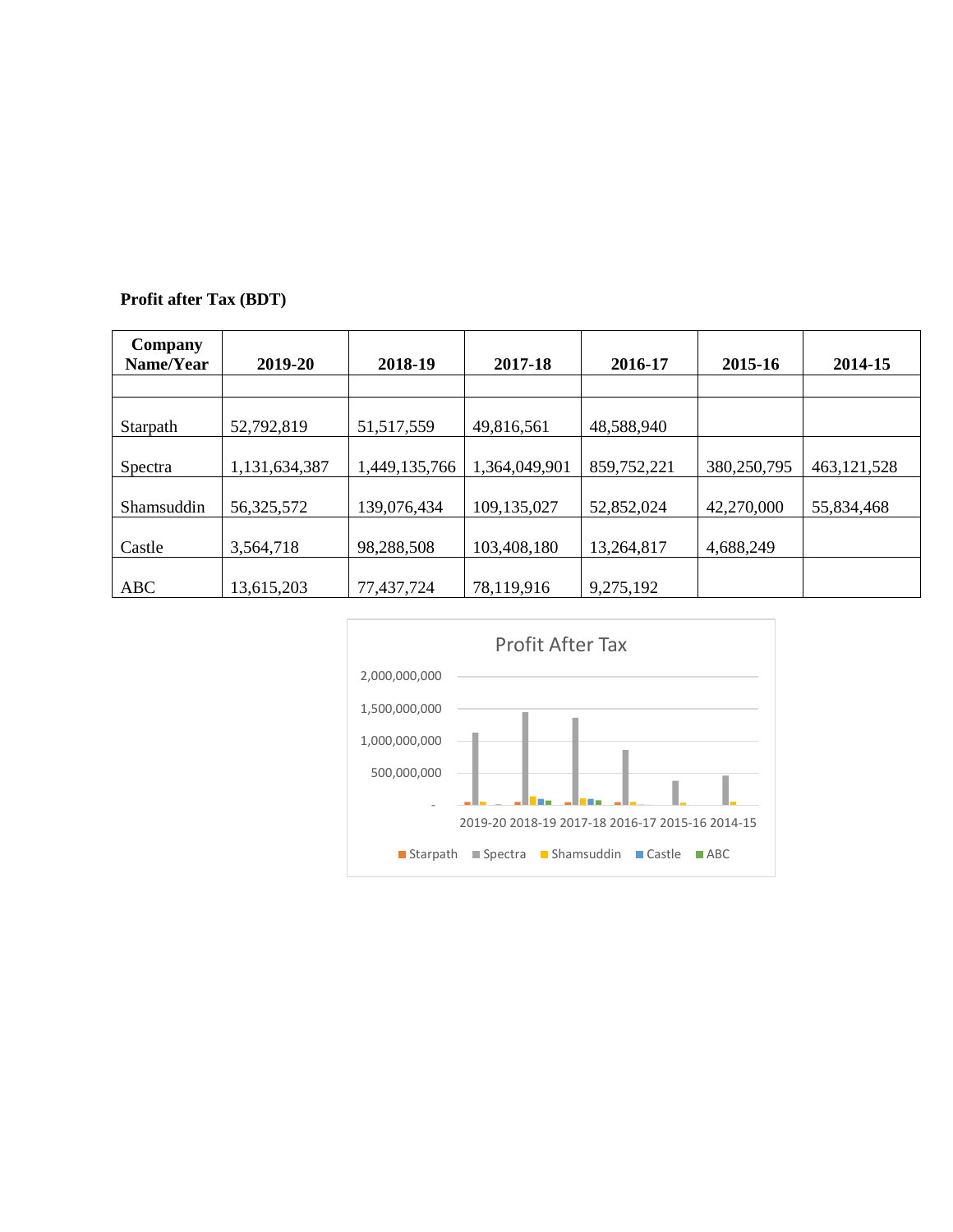**Profit after Tax (BDT)**

| Company Name/Year | 2019-20 | 2018-19 | 2017-18 | 2016-17 | 2015-16 | 2014-15 |
|---|---|---|---|---|---|---|
| Starpath | 52,792,819 | 51,517,559 | 49,816,561 | 48,588,940 | | |
| Spectra | 1,131,634,387 | 1,449,135,766 | 1,364,049,901 | 859,752,221 | 380,250,795 | 463,121,528 |
| Shamsuddin | 56,325,572 | 139,076,434 | 109,135,027 | 52,852,024 | 42,270,000 | 55,834,468 |
| Castle | 3,564,718 | 98,288,508 | 103,408,180 | 13,264,817 | 4,688,249 | |
| ABC | 13,615,203 | 77,437,724 | 78,119,916 | 9,275,192 | | |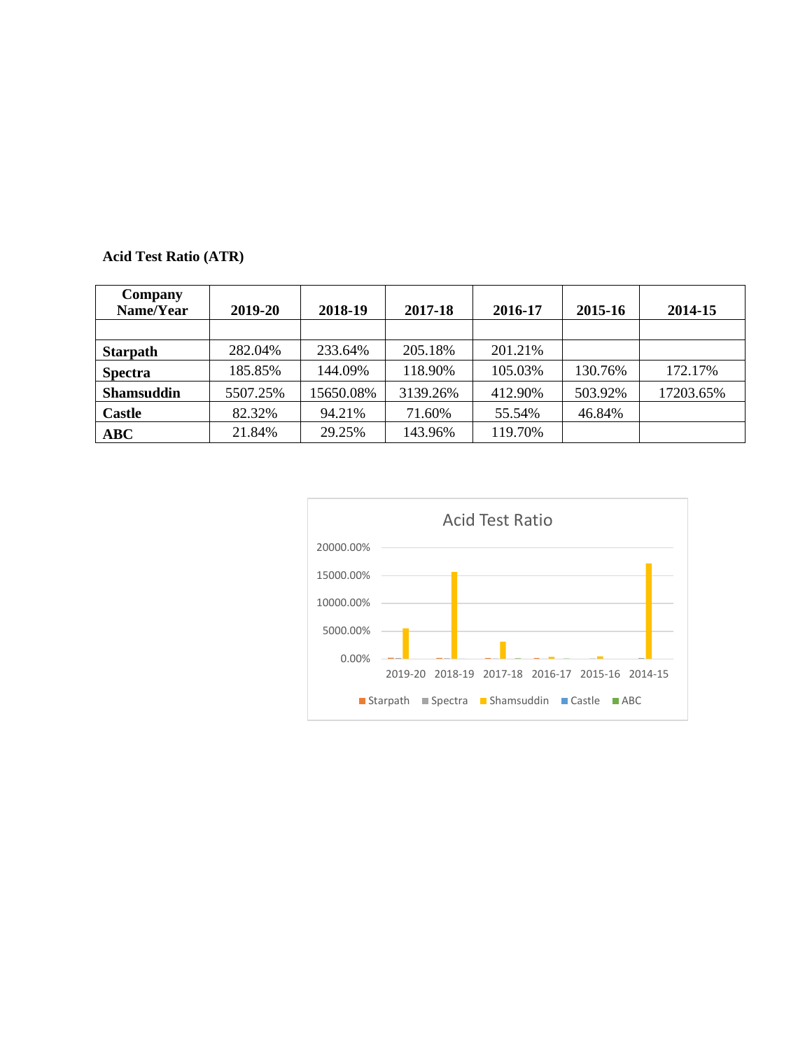**Acid Test Ratio (ATR)**

| Company Name/Year | 2019-20 | 2018-19 | 2017-18 | 2016-17 | 2015-16 | 2014-15 |
|---|---|---|---|---|---|---|
| | | | | | | |
| **Starpath** | 282.04% | 233.64% | 205.18% | 201.21% | | |
| **Spectra** | 185.85% | 144.09% | 118.90% | 105.03% | 130.76% | 172.17% |
| **Shamsuddin** | 5507.25% | 15650.08% | 3139.26% | 412.90% | 503.92% | 17203.65% |
| **Castle** | 82.32% | 94.21% | 71.60% | 55.54% | 46.84% | |
| **ABC** | 21.84% | 29.25% | 143.96% | 119.70% | | |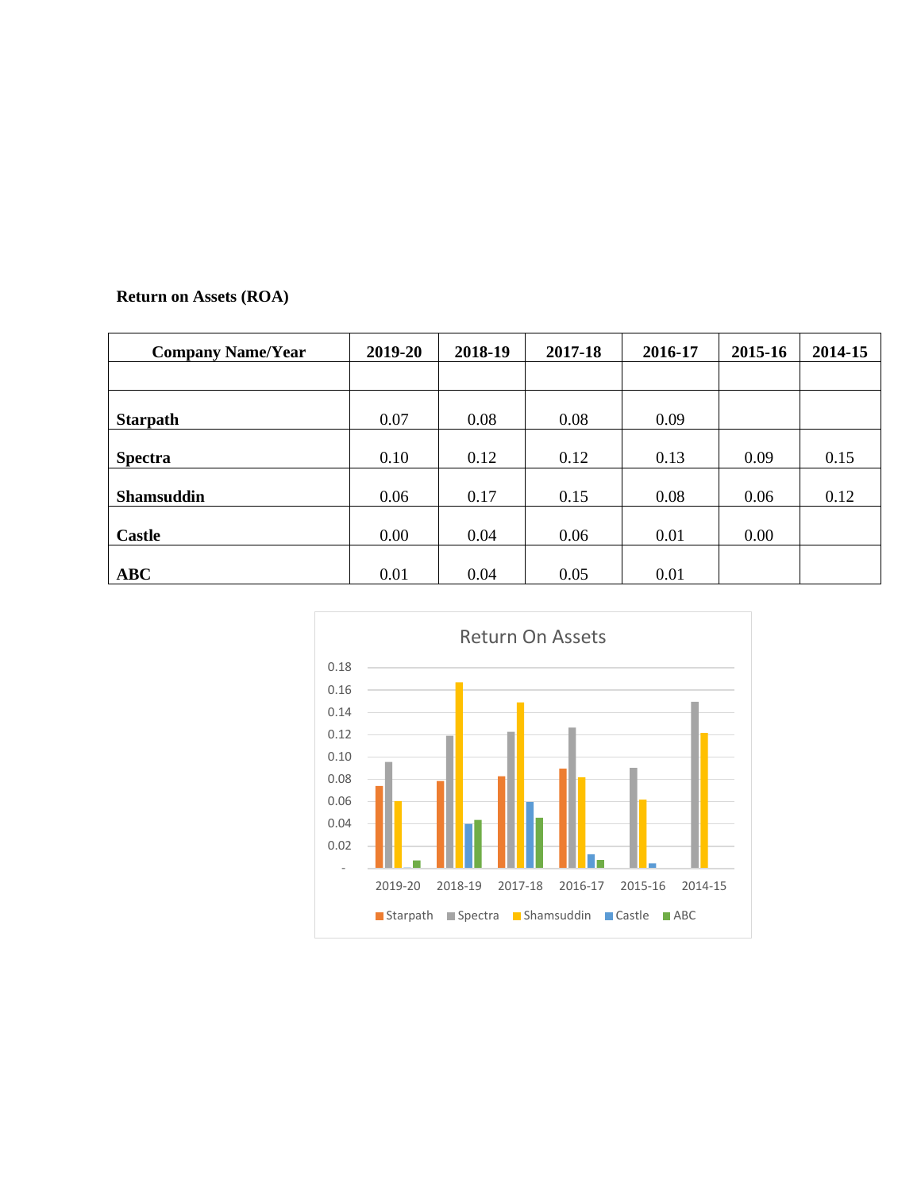**Return on Assets (ROA)**

| Company Name/Year | 2019-20 | 2018-19 | 2017-18 | 2016-17 | 2015-16 | 2014-15 |
|---|---|---|---|---|---|---|
| | | | | | | |
| **Starpath** | 0.07 | 0.08 | 0.08 | 0.09 | | |
| **Spectra** | 0.10 | 0.12 | 0.12 | 0.13 | 0.09 | 0.15 |
| **Shamsuddin** | 0.06 | 0.17 | 0.15 | 0.08 | 0.06 | 0.12 |
| **Castle** | 0.00 | 0.04 | 0.06 | 0.01 | 0.00 | |
| **ABC** | 0.01 | 0.04 | 0.05 | 0.01 | | |

Return On Assets

| Year | Starpath | Spectra | Shamsuddin | Castle | ABC |
|---|---|---|---|---|---|
| 2019-20 | 0.07 | 0.10 | 0.06 | 0.00 | 0.01 |
| 2018-19 | 0.08 | 0.12 | 0.17 | 0.04 | 0.04 |
| 2017-18 | 0.08 | 0.12 | 0.15 | 0.06 | 0.05 |
| 2016-17 | 0.09 | 0.13 | 0.08 | 0.01 | 0.01 |
| 2015-16 | | 0.09 | 0.06 | 0.00 | |
| 2014-15 | | 0.15 | 0.12 | | |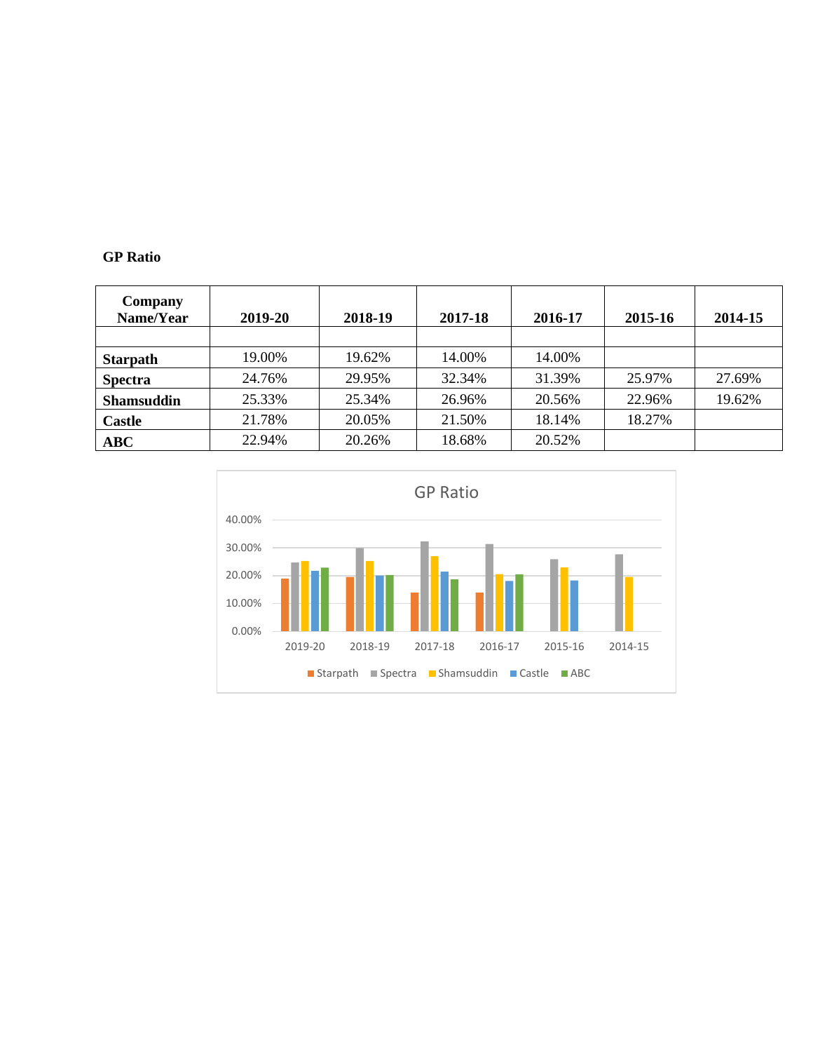**GP Ratio**

| Company Name/Year | 2019-20 | 2018-19 | 2017-18 | 2016-17 | 2015-16 | 2014-15 |
|---|---|---|---|---|---|---|
| | | | | | | |
| **Starpath** | 19.00% | 19.62% | 14.00% | 14.00% | | |
| **Spectra** | 24.76% | 29.95% | 32.34% | 31.39% | 25.97% | 27.69% |
| **Shamsuddin** | 25.33% | 25.34% | 26.96% | 20.56% | 22.96% | 19.62% |
| **Castle** | 21.78% | 20.05% | 21.50% | 18.14% | 18.27% | |
| **ABC** | 22.94% | 20.26% | 18.68% | 20.52% | | |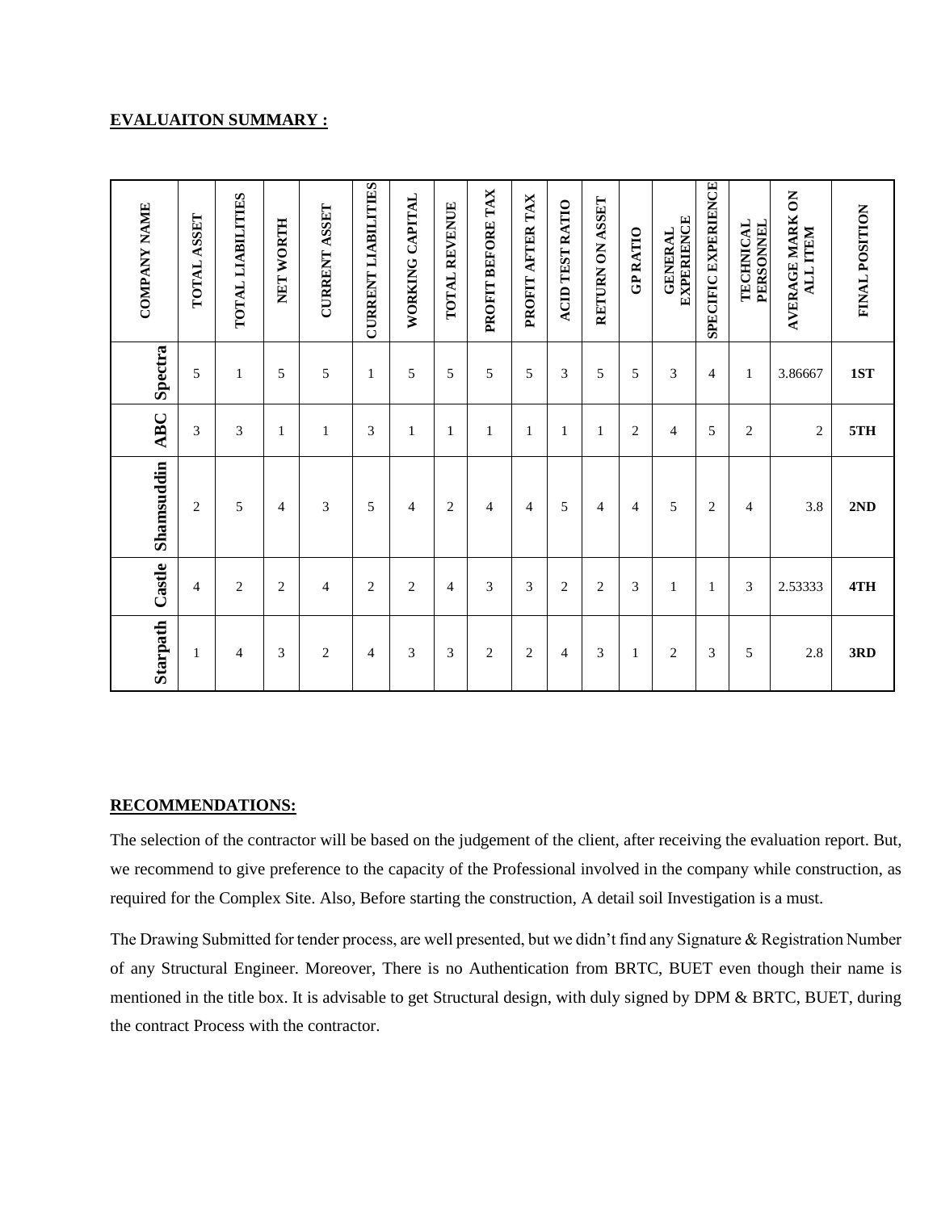**EVALUAITON SUMMARY :**

| COMPANY NAME | TOTAL ASSET | TOTAL LIABILITIES | NET WORTH | CURRENT ASSET | CURRENT LIABILITES | WORKING CAPITAL | TOTAL REVENUE | PROFIT BEFORE TAX | PROFIT AFTER TAX | ACID TEST RATIO | RETURN ON ASSET | GP RATIO | GENERAL EXPERIENCE | SPECIFIC EXPERIENCE | TECHNICAL PERSONNEL | AVERAGE MARK ON ALL ITEM | FINAL POSITION |
|---|---|---|---|---|---|---|---|---|---|---|---|---|---|---|---|---|---|
| Spectra | 5 | 1 | 5 | 5 | 1 | 5 | 5 | 5 | 5 | 3 | 5 | 5 | 3 | 4 | 1 | 3.86667 | 1ST |
| ABC | 3 | 3 | 1 | 1 | 3 | 1 | 1 | 1 | 1 | 1 | 1 | 2 | 4 | 5 | 2 | 2 | 5TH |
| Shamsuddin | 2 | 5 | 4 | 3 | 5 | 4 | 2 | 4 | 4 | 5 | 4 | 4 | 5 | 2 | 4 | 3.8 | 2ND |
| Castle | 4 | 2 | 2 | 4 | 2 | 2 | 4 | 3 | 3 | 2 | 2 | 3 | 1 | 1 | 3 | 2.53333 | 4TH |
| Starpath | 1 | 4 | 3 | 2 | 4 | 3 | 3 | 2 | 2 | 4 | 3 | 1 | 2 | 3 | 5 | 2.8 | 3RD |

**RECOMMENDATIONS:**

The selection of the contractor will be based on the judgement of the client, after receiving the evaluation report. But, we recommend to give preference to the capacity of the Professional involved in the company while construction, as required for the Complex Site. Also, Before starting the construction, A detail soil Investigation is a must.

The Drawing Submitted for tender process, are well presented, but we didn't find any Signature & Registration Number of any Structural Engineer. Moreover, There is no Authentication from BRTC, BUET even though their name is mentioned in the title box. It is advisable to get Structural design, with duly signed by DPM & BRTC, BUET, during the contract Process with the contractor.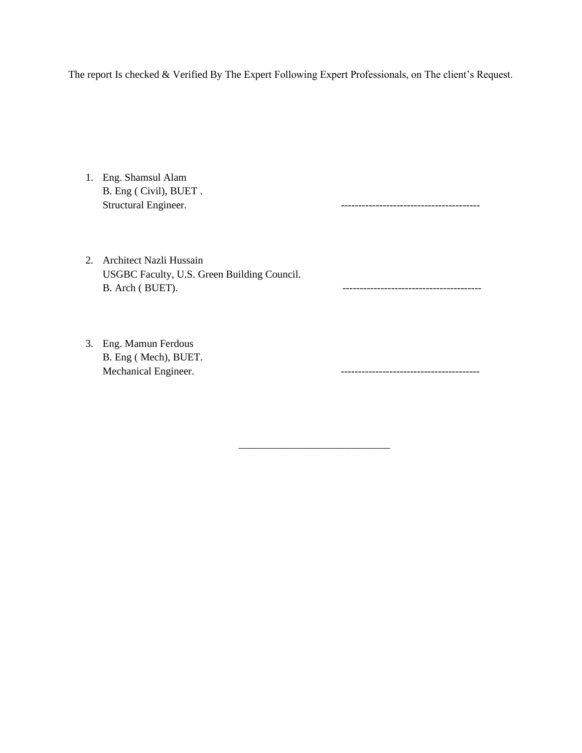The report Is checked & Verified By The Expert Following Expert Professionals, on The client's Request.

1. Eng. Shamsul Alam
   B. Eng ( Civil), BUET .
   Structural Engineer. ----------------------------------------

2. Architect Nazli Hussain
   USGBC Faculty, U.S. Green Building Council.
   B. Arch ( BUET). ----------------------------------------

3. Eng. Mamun Ferdous
   B. Eng ( Mech), BUET.
   Mechanical Engineer. ----------------------------------------

______________________________